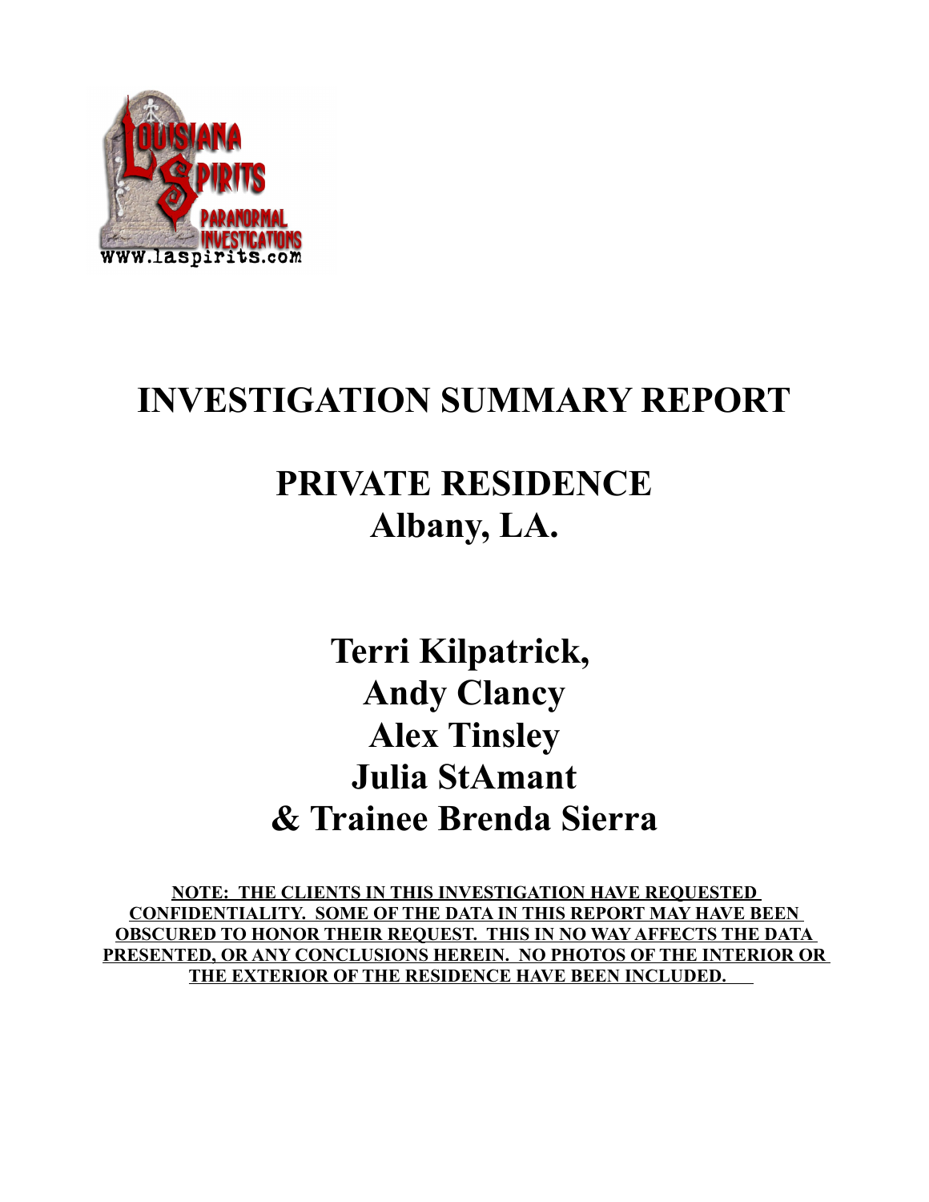# INVESTIGATION SUMMARY REPORT

# PRIVATE RESIDENCE
# Albany, LA.

## Terri Kilpatrick,
## Andy Clancy
## Alex Tinsley
## Julia StAmant
## & Trainee Brenda Sierra

**NOTE: THE CLIENTS IN THIS INVESTIGATION HAVE REQUESTED CONFIDENTIALITY. SOME OF THE DATA IN THIS REPORT MAY HAVE BEEN OBSCURED TO HONOR THEIR REQUEST. THIS IN NO WAY AFFECTS THE DATA PRESENTED, OR ANY CONCLUSIONS HEREIN. NO PHOTOS OF THE INTERIOR OR THE EXTERIOR OF THE RESIDENCE HAVE BEEN INCLUDED.**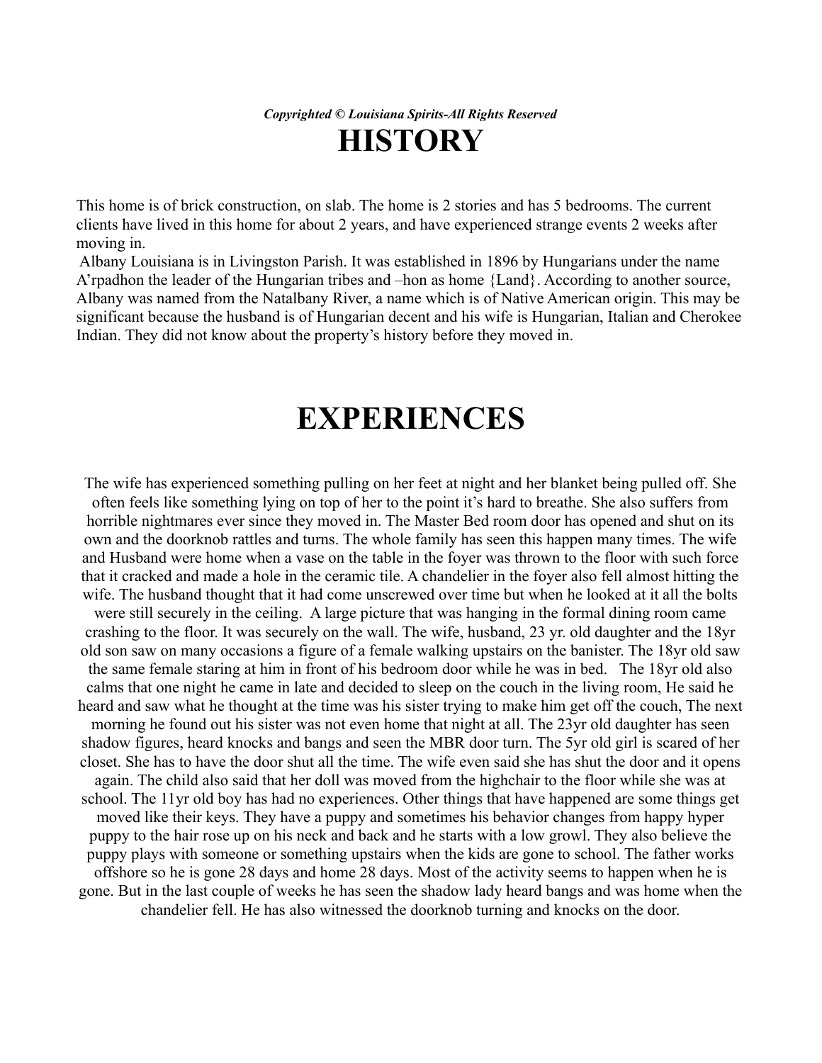*Copyrighted © Louisiana Spirits-All Rights Reserved*

# HISTORY

This home is of brick construction, on slab. The home is 2 stories and has 5 bedrooms. The current clients have lived in this home for about 2 years, and have experienced strange events 2 weeks after moving in.

Albany Louisiana is in Livingston Parish. It was established in 1896 by Hungarians under the name A'rpadhon the leader of the Hungarian tribes and –hon as home {Land}. According to another source, Albany was named from the Natalbany River, a name which is of Native American origin. This may be significant because the husband is of Hungarian decent and his wife is Hungarian, Italian and Cherokee Indian. They did not know about the property's history before they moved in.

# EXPERIENCES

The wife has experienced something pulling on her feet at night and her blanket being pulled off. She often feels like something lying on top of her to the point it's hard to breathe. She also suffers from horrible nightmares ever since they moved in. The Master Bed room door has opened and shut on its own and the doorknob rattles and turns. The whole family has seen this happen many times. The wife and Husband were home when a vase on the table in the foyer was thrown to the floor with such force that it cracked and made a hole in the ceramic tile. A chandelier in the foyer also fell almost hitting the wife. The husband thought that it had come unscrewed over time but when he looked at it all the bolts were still securely in the ceiling. A large picture that was hanging in the formal dining room came crashing to the floor. It was securely on the wall. The wife, husband, 23 yr. old daughter and the 18yr old son saw on many occasions a figure of a female walking upstairs on the banister. The 18yr old saw the same female staring at him in front of his bedroom door while he was in bed. The 18yr old also calms that one night he came in late and decided to sleep on the couch in the living room, He said he heard and saw what he thought at the time was his sister trying to make him get off the couch, The next morning he found out his sister was not even home that night at all. The 23yr old daughter has seen shadow figures, heard knocks and bangs and seen the MBR door turn. The 5yr old girl is scared of her closet. She has to have the door shut all the time. The wife even said she has shut the door and it opens again. The child also said that her doll was moved from the highchair to the floor while she was at school. The 11yr old boy has had no experiences. Other things that have happened are some things get moved like their keys. They have a puppy and sometimes his behavior changes from happy hyper puppy to the hair rose up on his neck and back and he starts with a low growl. They also believe the puppy plays with someone or something upstairs when the kids are gone to school. The father works offshore so he is gone 28 days and home 28 days. Most of the activity seems to happen when he is gone. But in the last couple of weeks he has seen the shadow lady heard bangs and was home when the chandelier fell. He has also witnessed the doorknob turning and knocks on the door.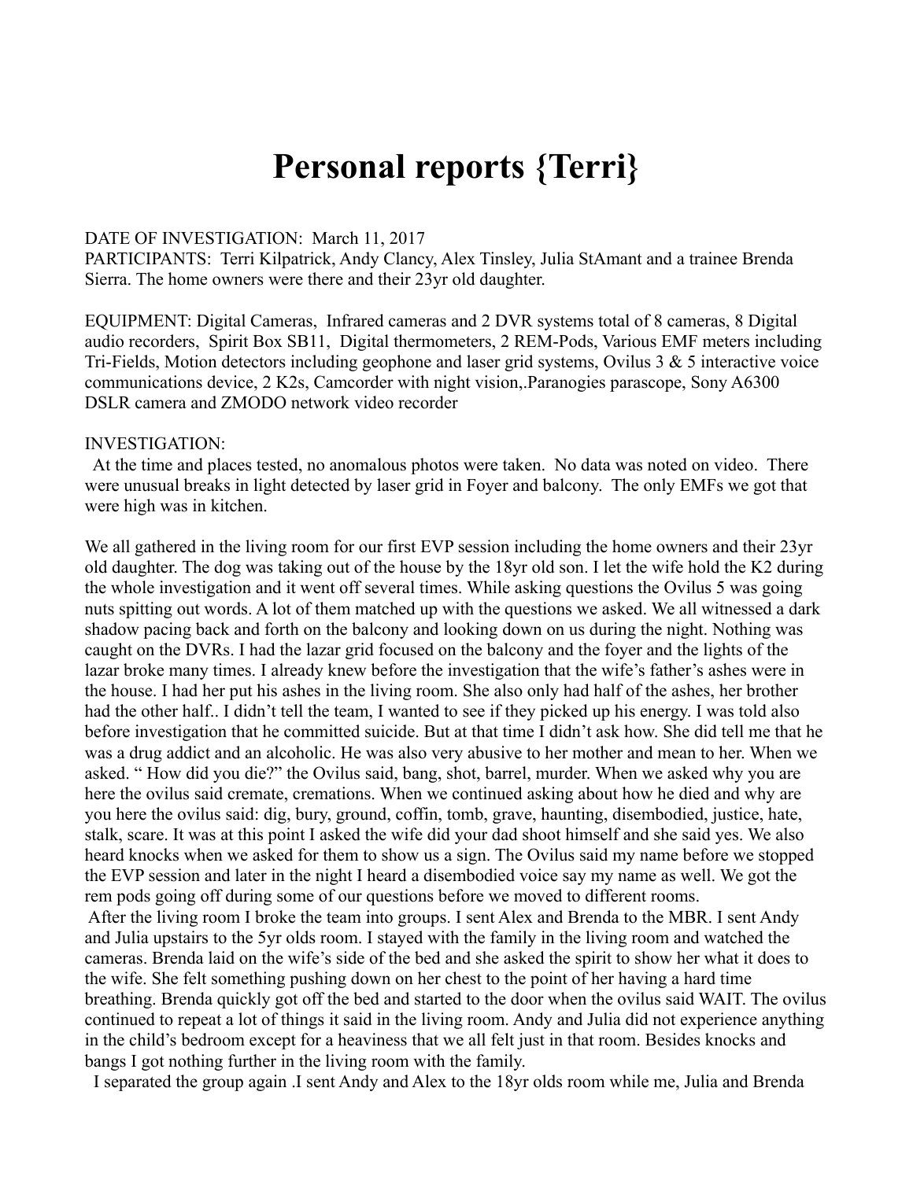# Personal reports {Terri}

DATE OF INVESTIGATION: March 11, 2017
PARTICIPANTS: Terri Kilpatrick, Andy Clancy, Alex Tinsley, Julia StAmant and a trainee Brenda Sierra. The home owners were there and their 23yr old daughter.

EQUIPMENT: Digital Cameras, Infrared cameras and 2 DVR systems total of 8 cameras, 8 Digital audio recorders, Spirit Box SB11, Digital thermometers, 2 REM-Pods, Various EMF meters including Tri-Fields, Motion detectors including geophone and laser grid systems, Ovilus 3 & 5 interactive voice communications device, 2 K2s, Camcorder with night vision,.Paranogies parascope, Sony A6300 DSLR camera and ZMODO network video recorder

INVESTIGATION:
At the time and places tested, no anomalous photos were taken. No data was noted on video. There were unusual breaks in light detected by laser grid in Foyer and balcony. The only EMFs we got that were high was in kitchen.

We all gathered in the living room for our first EVP session including the home owners and their 23yr old daughter. The dog was taking out of the house by the 18yr old son. I let the wife hold the K2 during the whole investigation and it went off several times. While asking questions the Ovilus 5 was going nuts spitting out words. A lot of them matched up with the questions we asked. We all witnessed a dark shadow pacing back and forth on the balcony and looking down on us during the night. Nothing was caught on the DVRs. I had the lazar grid focused on the balcony and the foyer and the lights of the lazar broke many times. I already knew before the investigation that the wife's father's ashes were in the house. I had her put his ashes in the living room. She also only had half of the ashes, her brother had the other half.. I didn't tell the team, I wanted to see if they picked up his energy. I was told also before investigation that he committed suicide. But at that time I didn't ask how. She did tell me that he was a drug addict and an alcoholic. He was also very abusive to her mother and mean to her. When we asked. " How did you die?" the Ovilus said, bang, shot, barrel, murder. When we asked why you are here the ovilus said cremate, cremations. When we continued asking about how he died and why are you here the ovilus said: dig, bury, ground, coffin, tomb, grave, haunting, disembodied, justice, hate, stalk, scare. It was at this point I asked the wife did your dad shoot himself and she said yes. We also heard knocks when we asked for them to show us a sign. The Ovilus said my name before we stopped the EVP session and later in the night I heard a disembodied voice say my name as well. We got the rem pods going off during some of our questions before we moved to different rooms.
After the living room I broke the team into groups. I sent Alex and Brenda to the MBR. I sent Andy and Julia upstairs to the 5yr olds room. I stayed with the family in the living room and watched the cameras. Brenda laid on the wife's side of the bed and she asked the spirit to show her what it does to the wife. She felt something pushing down on her chest to the point of her having a hard time breathing. Brenda quickly got off the bed and started to the door when the ovilus said WAIT. The ovilus continued to repeat a lot of things it said in the living room. Andy and Julia did not experience anything in the child's bedroom except for a heaviness that we all felt just in that room. Besides knocks and bangs I got nothing further in the living room with the family.
I separated the group again .I sent Andy and Alex to the 18yr olds room while me, Julia and Brenda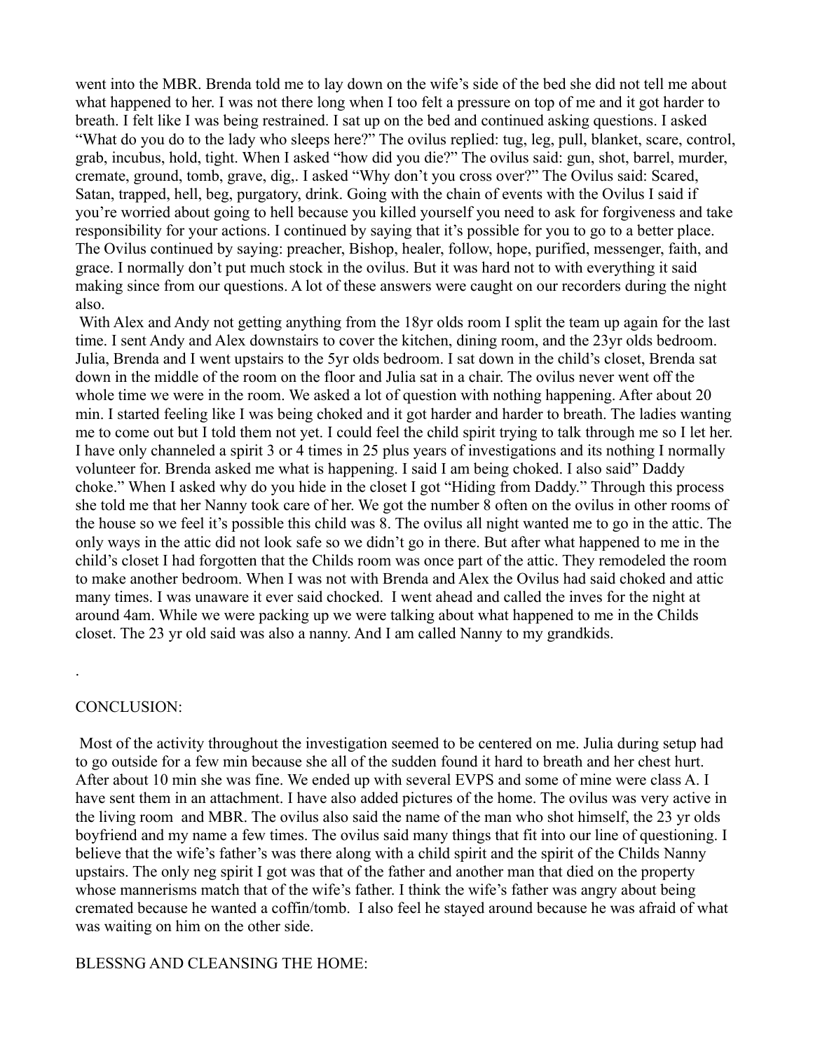went into the MBR. Brenda told me to lay down on the wife's side of the bed she did not tell me about what happened to her. I was not there long when I too felt a pressure on top of me and it got harder to breath. I felt like I was being restrained. I sat up on the bed and continued asking questions. I asked "What do you do to the lady who sleeps here?" The ovilus replied: tug, leg, pull, blanket, scare, control, grab, incubus, hold, tight. When I asked "how did you die?" The ovilus said: gun, shot, barrel, murder, cremate, ground, tomb, grave, dig,. I asked "Why don't you cross over?" The Ovilus said: Scared, Satan, trapped, hell, beg, purgatory, drink. Going with the chain of events with the Ovilus I said if you're worried about going to hell because you killed yourself you need to ask for forgiveness and take responsibility for your actions. I continued by saying that it's possible for you to go to a better place. The Ovilus continued by saying: preacher, Bishop, healer, follow, hope, purified, messenger, faith, and grace. I normally don't put much stock in the ovilus. But it was hard not to with everything it said making since from our questions. A lot of these answers were caught on our recorders during the night also.

With Alex and Andy not getting anything from the 18yr olds room I split the team up again for the last time. I sent Andy and Alex downstairs to cover the kitchen, dining room, and the 23yr olds bedroom. Julia, Brenda and I went upstairs to the 5yr olds bedroom. I sat down in the child's closet, Brenda sat down in the middle of the room on the floor and Julia sat in a chair. The ovilus never went off the whole time we were in the room. We asked a lot of question with nothing happening. After about 20 min. I started feeling like I was being choked and it got harder and harder to breath. The ladies wanting me to come out but I told them not yet. I could feel the child spirit trying to talk through me so I let her. I have only channeled a spirit 3 or 4 times in 25 plus years of investigations and its nothing I normally volunteer for. Brenda asked me what is happening. I said I am being choked. I also said" Daddy choke." When I asked why do you hide in the closet I got "Hiding from Daddy." Through this process she told me that her Nanny took care of her. We got the number 8 often on the ovilus in other rooms of the house so we feel it's possible this child was 8. The ovilus all night wanted me to go in the attic. The only ways in the attic did not look safe so we didn't go in there. But after what happened to me in the child's closet I had forgotten that the Childs room was once part of the attic. They remodeled the room to make another bedroom. When I was not with Brenda and Alex the Ovilus had said choked and attic many times. I was unaware it ever said chocked. I went ahead and called the inves for the night at around 4am. While we were packing up we were talking about what happened to me in the Childs closet. The 23 yr old said was also a nanny. And I am called Nanny to my grandkids.

.

CONCLUSION:

Most of the activity throughout the investigation seemed to be centered on me. Julia during setup had to go outside for a few min because she all of the sudden found it hard to breath and her chest hurt. After about 10 min she was fine. We ended up with several EVPS and some of mine were class A. I have sent them in an attachment. I have also added pictures of the home. The ovilus was very active in the living room and MBR. The ovilus also said the name of the man who shot himself, the 23 yr olds boyfriend and my name a few times. The ovilus said many things that fit into our line of questioning. I believe that the wife's father's was there along with a child spirit and the spirit of the Childs Nanny upstairs. The only neg spirit I got was that of the father and another man that died on the property whose mannerisms match that of the wife's father. I think the wife's father was angry about being cremated because he wanted a coffin/tomb. I also feel he stayed around because he was afraid of what was waiting on him on the other side.

BLESSNG AND CLEANSING THE HOME: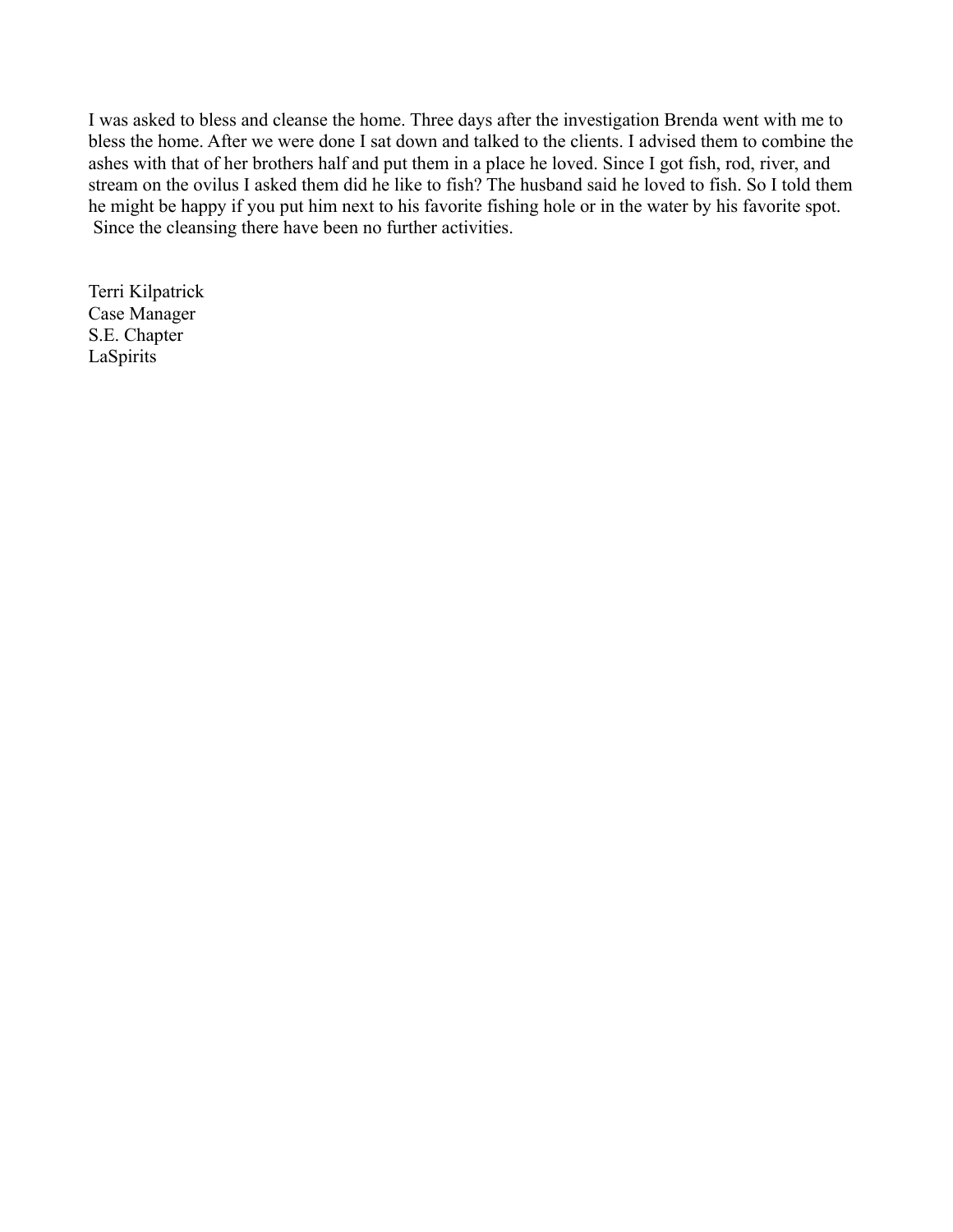I was asked to bless and cleanse the home. Three days after the investigation Brenda went with me to bless the home. After we were done I sat down and talked to the clients. I advised them to combine the ashes with that of her brothers half and put them in a place he loved. Since I got fish, rod, river, and stream on the ovilus I asked them did he like to fish? The husband said he loved to fish. So I told them he might be happy if you put him next to his favorite fishing hole or in the water by his favorite spot. Since the cleansing there have been no further activities.

Terri Kilpatrick
Case Manager
S.E. Chapter
LaSpirits